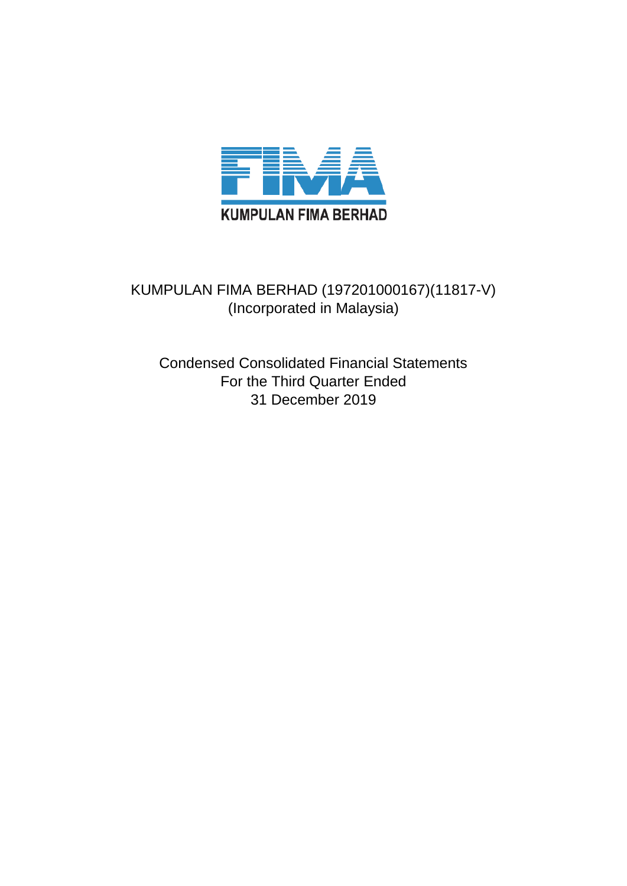KUMPULAN FIMA BERHAD

KUMPULAN FIMA BERHAD (197201000167)(11817-V)
(Incorporated in Malaysia)

Condensed Consolidated Financial Statements
For the Third Quarter Ended
31 December 2019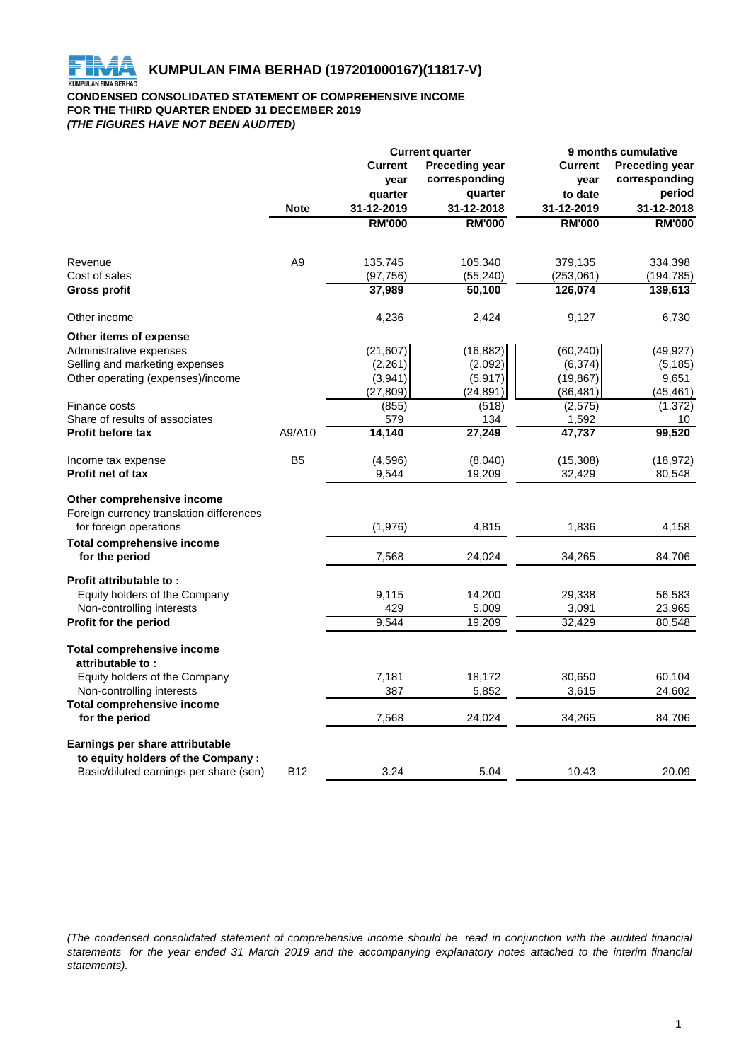# KUMPULAN FIMA BERHAD (197201000167)(11817-V)

**CONDENSED CONSOLIDATED STATEMENT OF COMPREHENSIVE INCOME**
**FOR THE THIRD QUARTER ENDED 31 DECEMBER 2019**
***(THE FIGURES HAVE NOT BEEN AUDITED)***

| | | Current quarter | | 9 months cumulative | |
|---|---|---|---|---|---|
| | Note | Current year quarter 31-12-2019 | Preceding year corresponding quarter 31-12-2018 | Current year to date 31-12-2019 | Preceding year corresponding period 31-12-2018 |
| | | RM'000 | RM'000 | RM'000 | RM'000 |
| Revenue | A9 | 135,745 | 105,340 | 379,135 | 334,398 |
| Cost of sales | | (97,756) | (55,240) | (253,061) | (194,785) |
| **Gross profit** | | **37,989** | **50,100** | **126,074** | **139,613** |
| Other income | | 4,236 | 2,424 | 9,127 | 6,730 |
| **Other items of expense** | | | | | |
| Administrative expenses | | (21,607) | (16,882) | (60,240) | (49,927) |
| Selling and marketing expenses | | (2,261) | (2,092) | (6,374) | (5,185) |
| Other operating (expenses)/income | | (3,941) | (5,917) | (19,867) | 9,651 |
| | | (27,809) | (24,891) | (86,481) | (45,461) |
| Finance costs | | (855) | (518) | (2,575) | (1,372) |
| Share of results of associates | | 579 | 134 | 1,592 | 10 |
| **Profit before tax** | A9/A10 | **14,140** | **27,249** | **47,737** | **99,520** |
| Income tax expense | B5 | (4,596) | (8,040) | (15,308) | (18,972) |
| **Profit net of tax** | | 9,544 | 19,209 | 32,429 | 80,548 |
| **Other comprehensive income** | | | | | |
| Foreign currency translation differences for foreign operations | | (1,976) | 4,815 | 1,836 | 4,158 |
| **Total comprehensive income for the period** | | 7,568 | 24,024 | 34,265 | 84,706 |
| **Profit attributable to :** | | | | | |
| Equity holders of the Company | | 9,115 | 14,200 | 29,338 | 56,583 |
| Non-controlling interests | | 429 | 5,009 | 3,091 | 23,965 |
| **Profit for the period** | | 9,544 | 19,209 | 32,429 | 80,548 |
| **Total comprehensive income attributable to :** | | | | | |
| Equity holders of the Company | | 7,181 | 18,172 | 30,650 | 60,104 |
| Non-controlling interests | | 387 | 5,852 | 3,615 | 24,602 |
| **Total comprehensive income for the period** | | 7,568 | 24,024 | 34,265 | 84,706 |
| **Earnings per share attributable to equity holders of the Company :** | | | | | |
| Basic/diluted earnings per share (sen) | B12 | 3.24 | 5.04 | 10.43 | 20.09 |

*(The condensed consolidated statement of comprehensive income should be read in conjunction with the audited financial statements for the year ended 31 March 2019 and the accompanying explanatory notes attached to the interim financial statements).*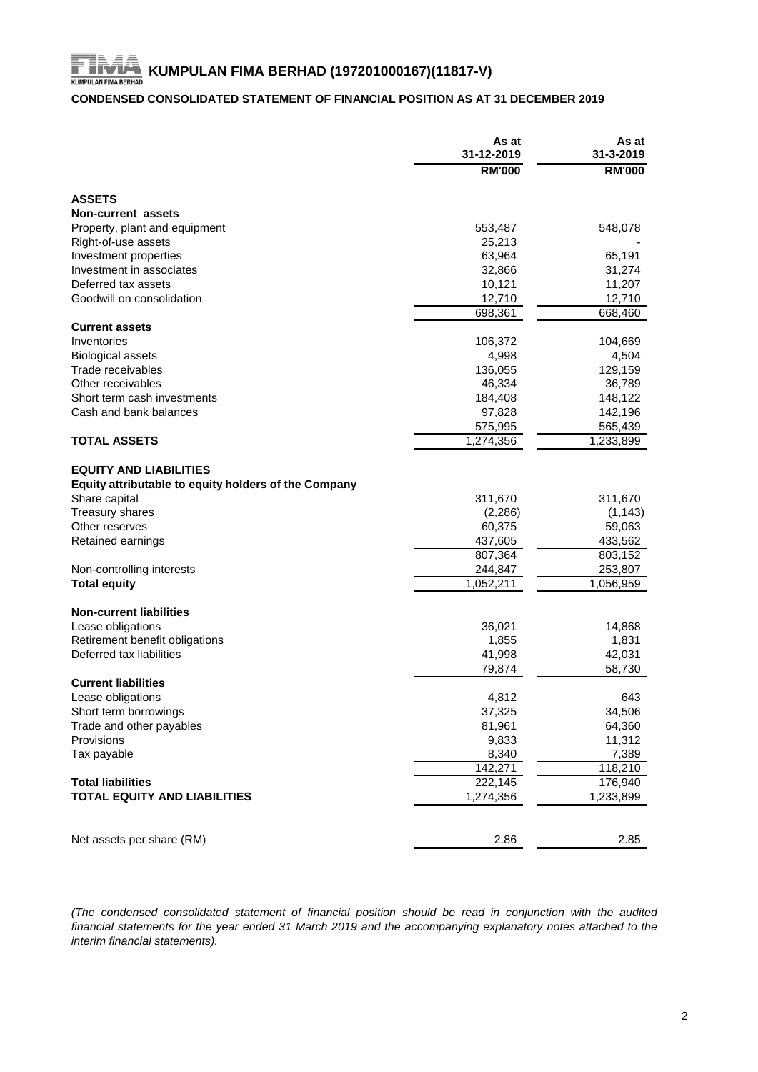# KUMPULAN FIMA BERHAD (197201000167)(11817-V)

## CONDENSED CONSOLIDATED STATEMENT OF FINANCIAL POSITION AS AT 31 DECEMBER 2019

| | As at 31-12-2019 | As at 31-3-2019 |
|---|---|---|
| | RM'000 | RM'000 |
| **ASSETS** | | |
| **Non-current assets** | | |
| Property, plant and equipment | 553,487 | 548,078 |
| Right-of-use assets | 25,213 | - |
| Investment properties | 63,964 | 65,191 |
| Investment in associates | 32,866 | 31,274 |
| Deferred tax assets | 10,121 | 11,207 |
| Goodwill on consolidation | 12,710 | 12,710 |
| | 698,361 | 668,460 |
| **Current assets** | | |
| Inventories | 106,372 | 104,669 |
| Biological assets | 4,998 | 4,504 |
| Trade receivables | 136,055 | 129,159 |
| Other receivables | 46,334 | 36,789 |
| Short term cash investments | 184,408 | 148,122 |
| Cash and bank balances | 97,828 | 142,196 |
| | 575,995 | 565,439 |
| **TOTAL ASSETS** | 1,274,356 | 1,233,899 |
| | | |
| **EQUITY AND LIABILITIES** | | |
| **Equity attributable to equity holders of the Company** | | |
| Share capital | 311,670 | 311,670 |
| Treasury shares | (2,286) | (1,143) |
| Other reserves | 60,375 | 59,063 |
| Retained earnings | 437,605 | 433,562 |
| | 807,364 | 803,152 |
| Non-controlling interests | 244,847 | 253,807 |
| **Total equity** | 1,052,211 | 1,056,959 |
| | | |
| **Non-current liabilities** | | |
| Lease obligations | 36,021 | 14,868 |
| Retirement benefit obligations | 1,855 | 1,831 |
| Deferred tax liabilities | 41,998 | 42,031 |
| | 79,874 | 58,730 |
| **Current liabilities** | | |
| Lease obligations | 4,812 | 643 |
| Short term borrowings | 37,325 | 34,506 |
| Trade and other payables | 81,961 | 64,360 |
| Provisions | 9,833 | 11,312 |
| Tax payable | 8,340 | 7,389 |
| | 142,271 | 118,210 |
| **Total liabilities** | 222,145 | 176,940 |
| **TOTAL EQUITY AND LIABILITIES** | 1,274,356 | 1,233,899 |
| | | |
| Net assets per share (RM) | 2.86 | 2.85 |

*(The condensed consolidated statement of financial position should be read in conjunction with the audited financial statements for the year ended 31 March 2019 and the accompanying explanatory notes attached to the interim financial statements).*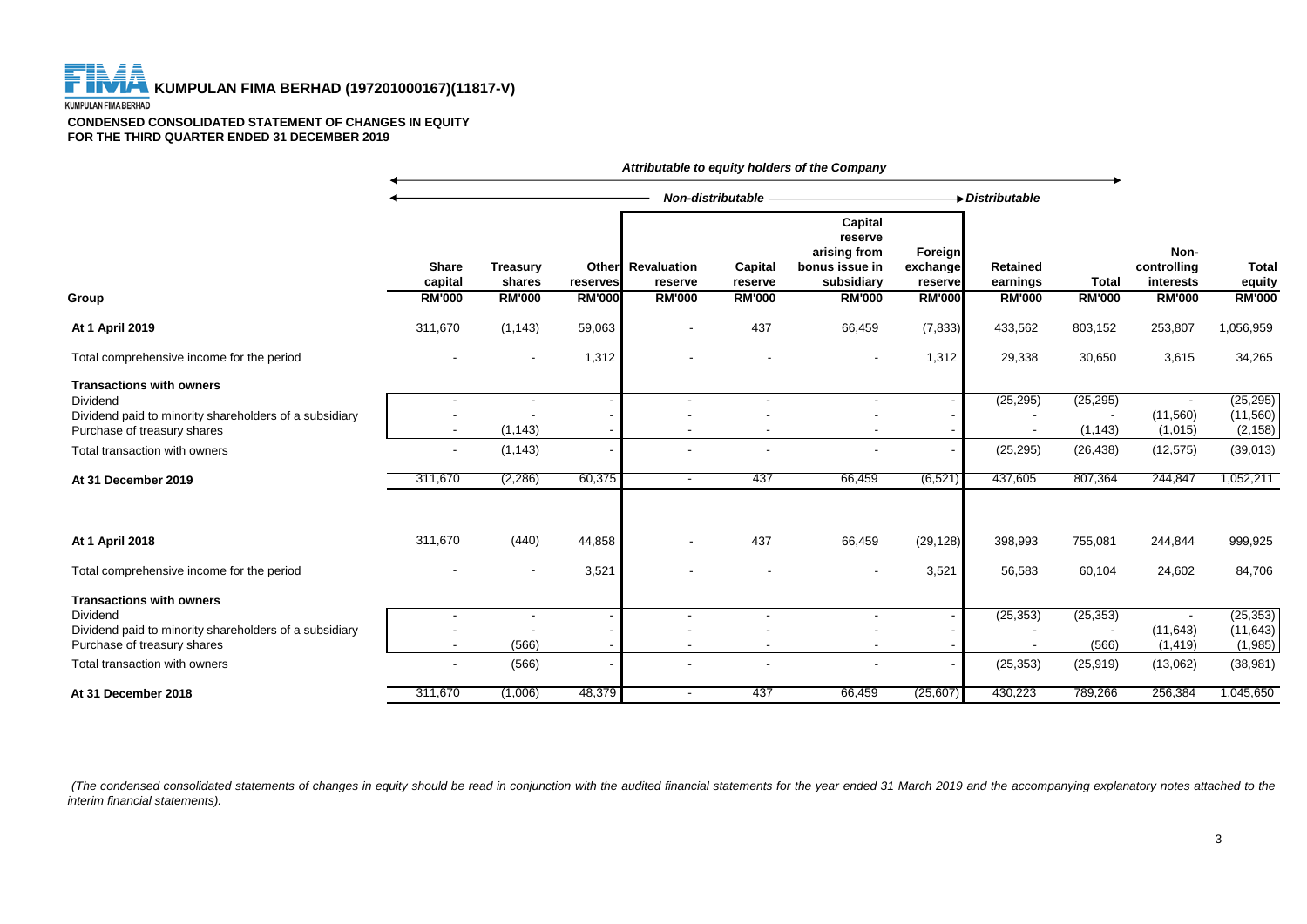# KUMPULAN FIMA BERHAD (197201000167)(11817-V)

**CONDENSED CONSOLIDATED STATEMENT OF CHANGES IN EQUITY**
**FOR THE THIRD QUARTER ENDED 31 DECEMBER 2019**

| | *Attributable to equity holders of the Company* | | | | | | | | | | |
|---|---|---|---|---|---|---|---|---|---|---|---|
| | *Non-distributable* | | | | | | | *Distributable* | | | |
| **Group** | **Share capital RM'000** | **Treasury shares RM'000** | **Other reserves RM'000** | **Revaluation reserve RM'000** | **Capital reserve RM'000** | **Capital reserve arising from bonus issue in subsidiary RM'000** | **Foreign exchange reserve RM'000** | **Retained earnings RM'000** | **Total RM'000** | **Non-controlling interests RM'000** | **Total equity RM'000** |
| **At 1 April 2019** | 311,670 | (1,143) | 59,063 | - | 437 | 66,459 | (7,833) | 433,562 | 803,152 | 253,807 | 1,056,959 |
| Total comprehensive income for the period | - | - | 1,312 | - | - | - | 1,312 | 29,338 | 30,650 | 3,615 | 34,265 |
| **Transactions with owners** | | | | | | | | | | | |
| Dividend | - | - | - | - | - | - | - | (25,295) | (25,295) | - | (25,295) |
| Dividend paid to minority shareholders of a subsidiary | - | - | - | - | - | - | - | - | - | (11,560) | (11,560) |
| Purchase of treasury shares | - | (1,143) | - | - | - | - | - | - | (1,143) | (1,015) | (2,158) |
| Total transaction with owners | - | (1,143) | - | - | - | - | - | (25,295) | (26,438) | (12,575) | (39,013) |
| **At 31 December 2019** | 311,670 | (2,286) | 60,375 | - | 437 | 66,459 | (6,521) | 437,605 | 807,364 | 244,847 | 1,052,211 |
| | | | | | | | | | | | |
| **At 1 April 2018** | 311,670 | (440) | 44,858 | - | 437 | 66,459 | (29,128) | 398,993 | 755,081 | 244,844 | 999,925 |
| Total comprehensive income for the period | - | - | 3,521 | - | - | - | 3,521 | 56,583 | 60,104 | 24,602 | 84,706 |
| **Transactions with owners** | | | | | | | | | | | |
| Dividend | - | - | - | - | - | - | - | (25,353) | (25,353) | - | (25,353) |
| Dividend paid to minority shareholders of a subsidiary | - | - | - | - | - | - | - | - | - | (11,643) | (11,643) |
| Purchase of treasury shares | - | (566) | - | - | - | - | - | - | (566) | (1,419) | (1,985) |
| Total transaction with owners | - | (566) | - | - | - | - | - | (25,353) | (25,919) | (13,062) | (38,981) |
| **At 31 December 2018** | 311,670 | (1,006) | 48,379 | - | 437 | 66,459 | (25,607) | 430,223 | 789,266 | 256,384 | 1,045,650 |

*(The condensed consolidated statements of changes in equity should be read in conjunction with the audited financial statements for the year ended 31 March 2019 and the accompanying explanatory notes attached to the interim financial statements).*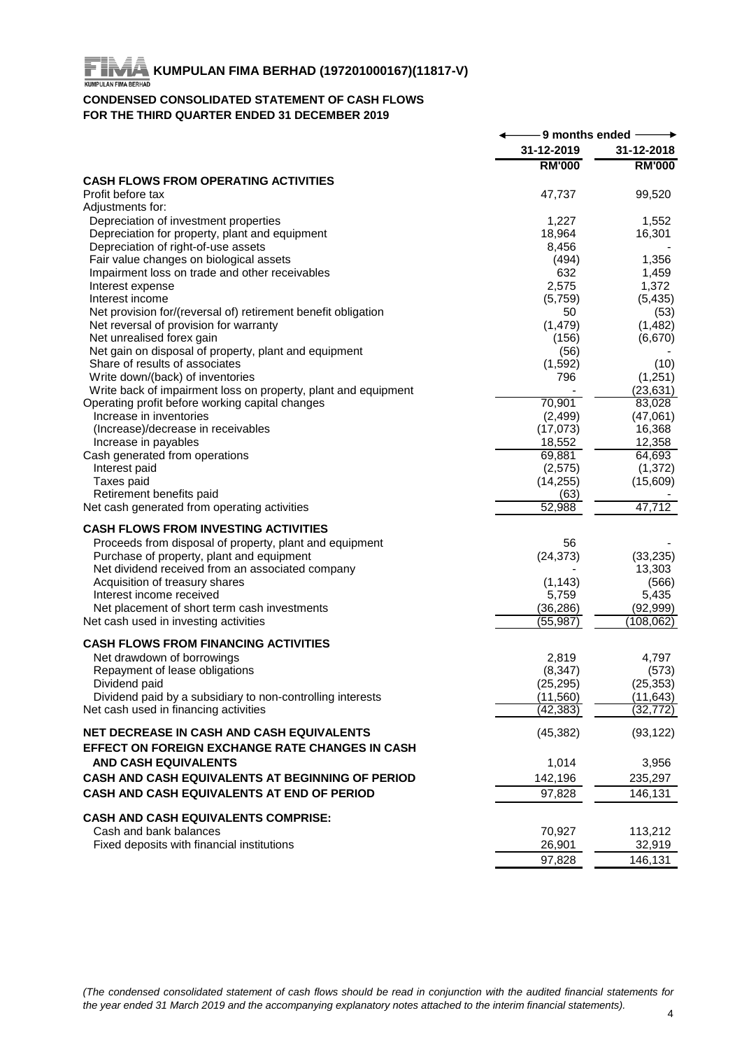**KUMPULAN FIMA BERHAD (197201000167)(11817-V)**

## CONDENSED CONSOLIDATED STATEMENT OF CASH FLOWS
## FOR THE THIRD QUARTER ENDED 31 DECEMBER 2019

| | 9 months ended | |
|---|---|---|
| | 31-12-2019 | 31-12-2018 |
| | RM'000 | RM'000 |
| **CASH FLOWS FROM OPERATING ACTIVITIES** | | |
| Profit before tax | 47,737 | 99,520 |
| Adjustments for: | | |
| Depreciation of investment properties | 1,227 | 1,552 |
| Depreciation for property, plant and equipment | 18,964 | 16,301 |
| Depreciation of right-of-use assets | 8,456 | - |
| Fair value changes on biological assets | (494) | 1,356 |
| Impairment loss on trade and other receivables | 632 | 1,459 |
| Interest expense | 2,575 | 1,372 |
| Interest income | (5,759) | (5,435) |
| Net provision for/(reversal of) retirement benefit obligation | 50 | (53) |
| Net reversal of provision for warranty | (1,479) | (1,482) |
| Net unrealised forex gain | (156) | (6,670) |
| Net gain on disposal of property, plant and equipment | (56) | - |
| Share of results of associates | (1,592) | (10) |
| Write down/(back) of inventories | 796 | (1,251) |
| Write back of impairment loss on property, plant and equipment | - | (23,631) |
| Operating profit before working capital changes | 70,901 | 83,028 |
| Increase in inventories | (2,499) | (47,061) |
| (Increase)/decrease in receivables | (17,073) | 16,368 |
| Increase in payables | 18,552 | 12,358 |
| Cash generated from operations | 69,881 | 64,693 |
| Interest paid | (2,575) | (1,372) |
| Taxes paid | (14,255) | (15,609) |
| Retirement benefits paid | (63) | - |
| Net cash generated from operating activities | 52,988 | 47,712 |
| **CASH FLOWS FROM INVESTING ACTIVITIES** | | |
| Proceeds from disposal of property, plant and equipment | 56 | - |
| Purchase of property, plant and equipment | (24,373) | (33,235) |
| Net dividend received from an associated company | - | 13,303 |
| Acquisition of treasury shares | (1,143) | (566) |
| Interest income received | 5,759 | 5,435 |
| Net placement of short term cash investments | (36,286) | (92,999) |
| Net cash used in investing activities | (55,987) | (108,062) |
| **CASH FLOWS FROM FINANCING ACTIVITIES** | | |
| Net drawdown of borrowings | 2,819 | 4,797 |
| Repayment of lease obligations | (8,347) | (573) |
| Dividend paid | (25,295) | (25,353) |
| Dividend paid by a subsidiary to non-controlling interests | (11,560) | (11,643) |
| Net cash used in financing activities | (42,383) | (32,772) |
| **NET DECREASE IN CASH AND CASH EQUIVALENTS** | (45,382) | (93,122) |
| **EFFECT ON FOREIGN EXCHANGE RATE CHANGES IN CASH AND CASH EQUIVALENTS** | 1,014 | 3,956 |
| **CASH AND CASH EQUIVALENTS AT BEGINNING OF PERIOD** | 142,196 | 235,297 |
| **CASH AND CASH EQUIVALENTS AT END OF PERIOD** | 97,828 | 146,131 |
| **CASH AND CASH EQUIVALENTS COMPRISE:** | | |
| Cash and bank balances | 70,927 | 113,212 |
| Fixed deposits with financial institutions | 26,901 | 32,919 |
| | 97,828 | 146,131 |

*(The condensed consolidated statement of cash flows should be read in conjunction with the audited financial statements for the year ended 31 March 2019 and the accompanying explanatory notes attached to the interim financial statements).*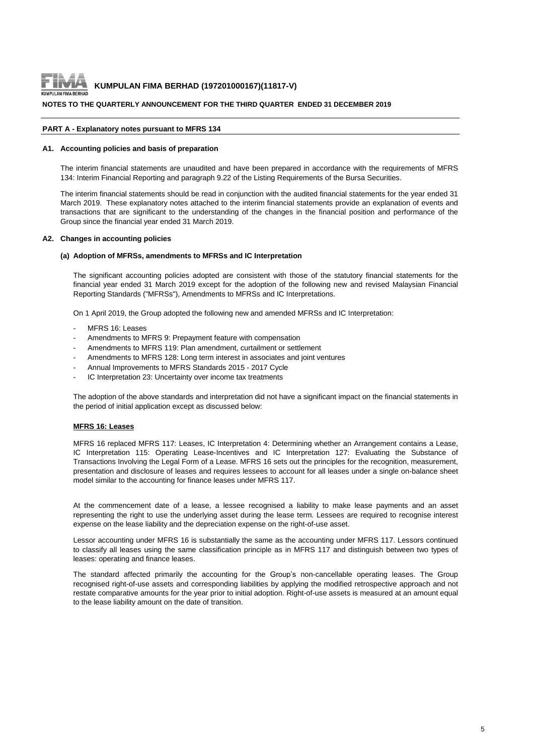**KUMPULAN FIMA BERHAD (197201000167)(11817-V)**

**NOTES TO THE QUARTERLY ANNOUNCEMENT FOR THE THIRD QUARTER ENDED 31 DECEMBER 2019**

**PART A - Explanatory notes pursuant to MFRS 134**

**A1. Accounting policies and basis of preparation**

The interim financial statements are unaudited and have been prepared in accordance with the requirements of MFRS 134: Interim Financial Reporting and paragraph 9.22 of the Listing Requirements of the Bursa Securities.

The interim financial statements should be read in conjunction with the audited financial statements for the year ended 31 March 2019. These explanatory notes attached to the interim financial statements provide an explanation of events and transactions that are significant to the understanding of the changes in the financial position and performance of the Group since the financial year ended 31 March 2019.

**A2. Changes in accounting policies**

**(a) Adoption of MFRSs, amendments to MFRSs and IC Interpretation**

The significant accounting policies adopted are consistent with those of the statutory financial statements for the financial year ended 31 March 2019 except for the adoption of the following new and revised Malaysian Financial Reporting Standards ("MFRSs"), Amendments to MFRSs and IC Interpretations.

On 1 April 2019, the Group adopted the following new and amended MFRSs and IC Interpretation:

- MFRS 16: Leases
- Amendments to MFRS 9: Prepayment feature with compensation
- Amendments to MFRS 119: Plan amendment, curtailment or settlement
- Amendments to MFRS 128: Long term interest in associates and joint ventures
- Annual Improvements to MFRS Standards 2015 - 2017 Cycle
- IC Interpretation 23: Uncertainty over income tax treatments

The adoption of the above standards and interpretation did not have a significant impact on the financial statements in the period of initial application except as discussed below:

**MFRS 16: Leases**

MFRS 16 replaced MFRS 117: Leases, IC Interpretation 4: Determining whether an Arrangement contains a Lease, IC Interpretation 115: Operating Lease-Incentives and IC Interpretation 127: Evaluating the Substance of Transactions Involving the Legal Form of a Lease. MFRS 16 sets out the principles for the recognition, measurement, presentation and disclosure of leases and requires lessees to account for all leases under a single on-balance sheet model similar to the accounting for finance leases under MFRS 117.

At the commencement date of a lease, a lessee recognised a liability to make lease payments and an asset representing the right to use the underlying asset during the lease term. Lessees are required to recognise interest expense on the lease liability and the depreciation expense on the right-of-use asset.

Lessor accounting under MFRS 16 is substantially the same as the accounting under MFRS 117. Lessors continued to classify all leases using the same classification principle as in MFRS 117 and distinguish between two types of leases: operating and finance leases.

The standard affected primarily the accounting for the Group's non-cancellable operating leases. The Group recognised right-of-use assets and corresponding liabilities by applying the modified retrospective approach and not restate comparative amounts for the year prior to initial adoption. Right-of-use assets is measured at an amount equal to the lease liability amount on the date of transition.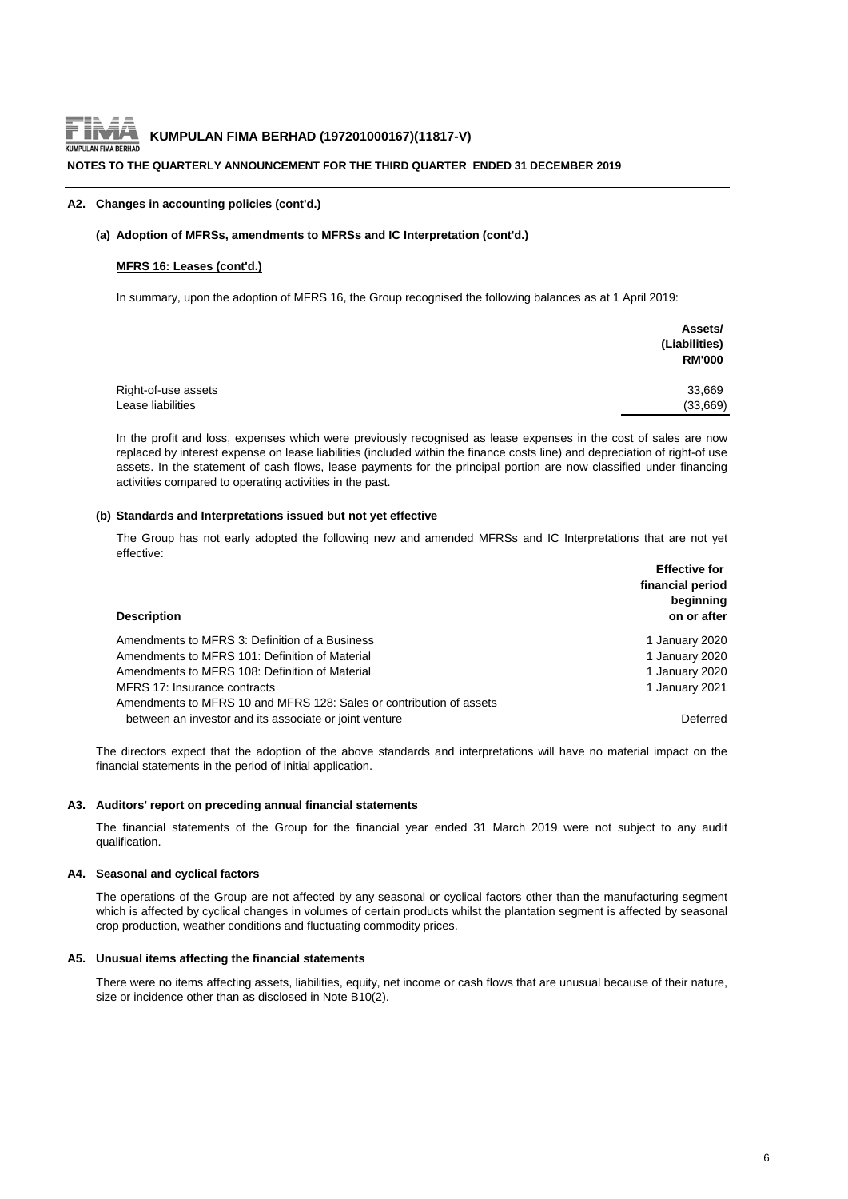## A2. Changes in accounting policies (cont'd.)

### (a) Adoption of MFRSs, amendments to MFRSs and IC Interpretation (cont'd.)

**MFRS 16: Leases (cont'd.)**

In summary, upon the adoption of MFRS 16, the Group recognised the following balances as at 1 April 2019:

| | Assets/ (Liabilities) RM'000 |
|---|---|
| Right-of-use assets | 33,669 |
| Lease liabilities | (33,669) |

In the profit and loss, expenses which were previously recognised as lease expenses in the cost of sales are now replaced by interest expense on lease liabilities (included within the finance costs line) and depreciation of right-of use assets. In the statement of cash flows, lease payments for the principal portion are now classified under financing activities compared to operating activities in the past.

### (b) Standards and Interpretations issued but not yet effective

The Group has not early adopted the following new and amended MFRSs and IC Interpretations that are not yet effective:

| Description | Effective for financial period beginning on or after |
|---|---|
| Amendments to MFRS 3: Definition of a Business | 1 January 2020 |
| Amendments to MFRS 101: Definition of Material | 1 January 2020 |
| Amendments to MFRS 108: Definition of Material | 1 January 2020 |
| MFRS 17: Insurance contracts | 1 January 2021 |
| Amendments to MFRS 10 and MFRS 128: Sales or contribution of assets between an investor and its associate or joint venture | Deferred |

The directors expect that the adoption of the above standards and interpretations will have no material impact on the financial statements in the period of initial application.

## A3. Auditors' report on preceding annual financial statements

The financial statements of the Group for the financial year ended 31 March 2019 were not subject to any audit qualification.

## A4. Seasonal and cyclical factors

The operations of the Group are not affected by any seasonal or cyclical factors other than the manufacturing segment which is affected by cyclical changes in volumes of certain products whilst the plantation segment is affected by seasonal crop production, weather conditions and fluctuating commodity prices.

## A5. Unusual items affecting the financial statements

There were no items affecting assets, liabilities, equity, net income or cash flows that are unusual because of their nature, size or incidence other than as disclosed in Note B10(2).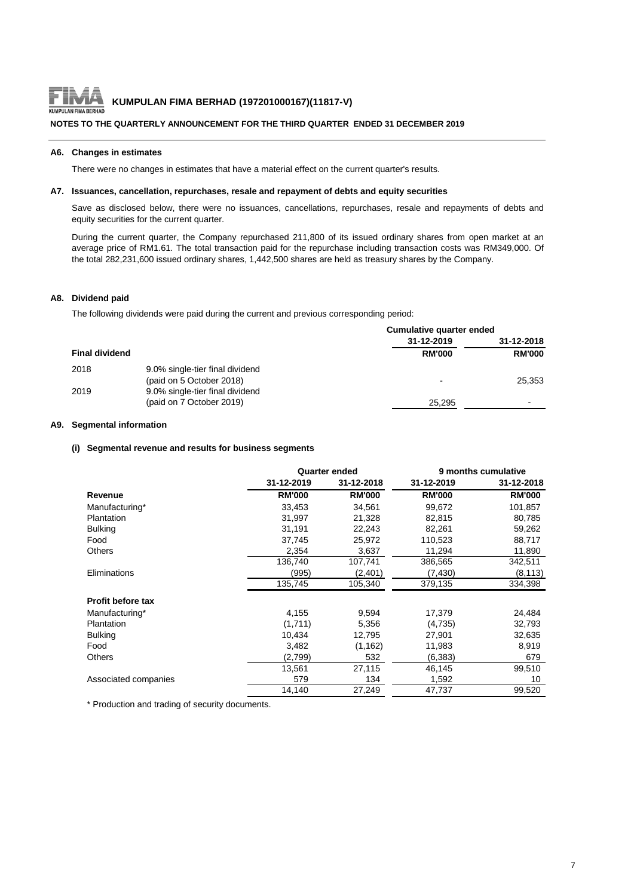**KUMPULAN FIMA BERHAD (197201000167)(11817-V)**

**NOTES TO THE QUARTERLY ANNOUNCEMENT FOR THE THIRD QUARTER ENDED 31 DECEMBER 2019**

### A6. Changes in estimates

There were no changes in estimates that have a material effect on the current quarter's results.

### A7. Issuances, cancellation, repurchases, resale and repayment of debts and equity securities

Save as disclosed below, there were no issuances, cancellations, repurchases, resale and repayments of debts and equity securities for the current quarter.

During the current quarter, the Company repurchased 211,800 of its issued ordinary shares from open market at an average price of RM1.61. The total transaction paid for the repurchase including transaction costs was RM349,000. Of the total 282,231,600 issued ordinary shares, 1,442,500 shares are held as treasury shares by the Company.

### A8. Dividend paid

The following dividends were paid during the current and previous corresponding period:

| | | Cumulative quarter ended | |
|---|---|---|---|
| | | 31-12-2019 | 31-12-2018 |
| **Final dividend** | | **RM'000** | **RM'000** |
| 2018 | 9.0% single-tier final dividend (paid on 5 October 2018) | - | 25,353 |
| 2019 | 9.0% single-tier final dividend (paid on 7 October 2019) | 25,295 | - |

### A9. Segmental information

#### (i) Segmental revenue and results for business segments

| | Quarter ended | | 9 months cumulative | |
|---|---|---|---|---|
| | 31-12-2019 | 31-12-2018 | 31-12-2019 | 31-12-2018 |
| **Revenue** | **RM'000** | **RM'000** | **RM'000** | **RM'000** |
| Manufacturing* | 33,453 | 34,561 | 99,672 | 101,857 |
| Plantation | 31,997 | 21,328 | 82,815 | 80,785 |
| Bulking | 31,191 | 22,243 | 82,261 | 59,262 |
| Food | 37,745 | 25,972 | 110,523 | 88,717 |
| Others | 2,354 | 3,637 | 11,294 | 11,890 |
| | 136,740 | 107,741 | 386,565 | 342,511 |
| Eliminations | (995) | (2,401) | (7,430) | (8,113) |
| | 135,745 | 105,340 | 379,135 | 334,398 |
| **Profit before tax** | | | | |
| Manufacturing* | 4,155 | 9,594 | 17,379 | 24,484 |
| Plantation | (1,711) | 5,356 | (4,735) | 32,793 |
| Bulking | 10,434 | 12,795 | 27,901 | 32,635 |
| Food | 3,482 | (1,162) | 11,983 | 8,919 |
| Others | (2,799) | 532 | (6,383) | 679 |
| | 13,561 | 27,115 | 46,145 | 99,510 |
| Associated companies | 579 | 134 | 1,592 | 10 |
| | 14,140 | 27,249 | 47,737 | 99,520 |

\* Production and trading of security documents.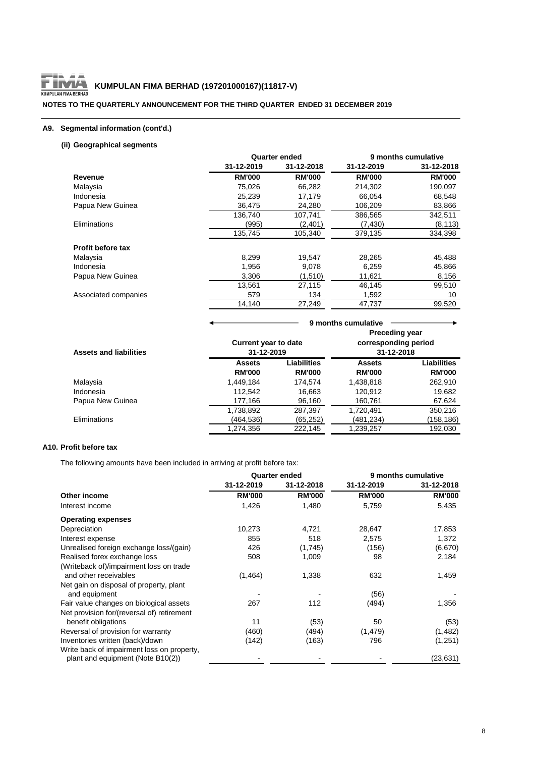**KUMPULAN FIMA BERHAD (197201000167)(11817-V)**

**NOTES TO THE QUARTERLY ANNOUNCEMENT FOR THE THIRD QUARTER ENDED 31 DECEMBER 2019**

## A9. Segmental information (cont'd.)

### (ii) Geographical segments

| | Quarter ended | | 9 months cumulative | |
|---|---|---|---|---|
| | 31-12-2019 | 31-12-2018 | 31-12-2019 | 31-12-2018 |
| **Revenue** | **RM'000** | **RM'000** | **RM'000** | **RM'000** |
| Malaysia | 75,026 | 66,282 | 214,302 | 190,097 |
| Indonesia | 25,239 | 17,179 | 66,054 | 68,548 |
| Papua New Guinea | 36,475 | 24,280 | 106,209 | 83,866 |
| | 136,740 | 107,741 | 386,565 | 342,511 |
| Eliminations | (995) | (2,401) | (7,430) | (8,113) |
| | 135,745 | 105,340 | 379,135 | 334,398 |
| **Profit before tax** | | | | |
| Malaysia | 8,299 | 19,547 | 28,265 | 45,488 |
| Indonesia | 1,956 | 9,078 | 6,259 | 45,866 |
| Papua New Guinea | 3,306 | (1,510) | 11,621 | 8,156 |
| | 13,561 | 27,115 | 46,145 | 99,510 |
| Associated companies | 579 | 134 | 1,592 | 10 |
| | 14,140 | 27,249 | 47,737 | 99,520 |

| | 9 months cumulative | | | |
|---|---|---|---|---|
| **Assets and liabilities** | **Current year to date 31-12-2019** | | **Preceding year corresponding period 31-12-2018** | |
| | **Assets RM'000** | **Liabilities RM'000** | **Assets RM'000** | **Liabilities RM'000** |
| Malaysia | 1,449,184 | 174,574 | 1,438,818 | 262,910 |
| Indonesia | 112,542 | 16,663 | 120,912 | 19,682 |
| Papua New Guinea | 177,166 | 96,160 | 160,761 | 67,624 |
| | 1,738,892 | 287,397 | 1,720,491 | 350,216 |
| Eliminations | (464,536) | (65,252) | (481,234) | (158,186) |
| | 1,274,356 | 222,145 | 1,239,257 | 192,030 |

## A10. Profit before tax

The following amounts have been included in arriving at profit before tax:

| | Quarter ended | | 9 months cumulative | |
|---|---|---|---|---|
| | 31-12-2019 | 31-12-2018 | 31-12-2019 | 31-12-2018 |
| **Other income** | **RM'000** | **RM'000** | **RM'000** | **RM'000** |
| Interest income | 1,426 | 1,480 | 5,759 | 5,435 |
| **Operating expenses** | | | | |
| Depreciation | 10,273 | 4,721 | 28,647 | 17,853 |
| Interest expense | 855 | 518 | 2,575 | 1,372 |
| Unrealised foreign exchange loss/(gain) | 426 | (1,745) | (156) | (6,670) |
| Realised forex exchange loss | 508 | 1,009 | 98 | 2,184 |
| (Writeback of)/impairment loss on trade and other receivables | (1,464) | 1,338 | 632 | 1,459 |
| Net gain on disposal of property, plant and equipment | - | - | (56) | - |
| Fair value changes on biological assets | 267 | 112 | (494) | 1,356 |
| Net provision for/(reversal of) retirement benefit obligations | 11 | (53) | 50 | (53) |
| Reversal of provision for warranty | (460) | (494) | (1,479) | (1,482) |
| Inventories written (back)/down | (142) | (163) | 796 | (1,251) |
| Write back of impairment loss on property, plant and equipment (Note B10(2)) | - | - | - | (23,631) |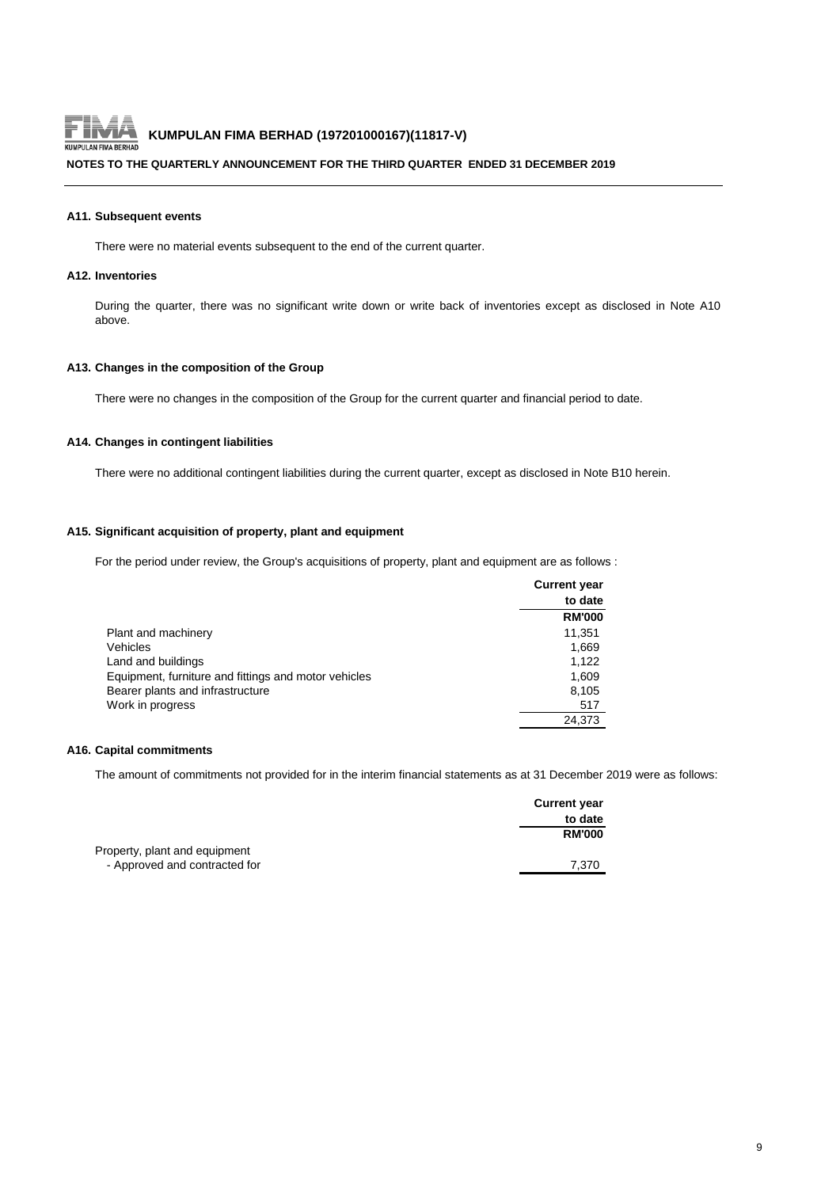**KUMPULAN FIMA BERHAD (197201000167)(11817-V)**

**NOTES TO THE QUARTERLY ANNOUNCEMENT FOR THE THIRD QUARTER ENDED 31 DECEMBER 2019**

### A11. Subsequent events

There were no material events subsequent to the end of the current quarter.

### A12. Inventories

During the quarter, there was no significant write down or write back of inventories except as disclosed in Note A10 above.

### A13. Changes in the composition of the Group

There were no changes in the composition of the Group for the current quarter and financial period to date.

### A14. Changes in contingent liabilities

There were no additional contingent liabilities during the current quarter, except as disclosed in Note B10 herein.

### A15. Significant acquisition of property, plant and equipment

For the period under review, the Group's acquisitions of property, plant and equipment are as follows :

| | Current year to date RM'000 |
|---|---|
| Plant and machinery | 11,351 |
| Vehicles | 1,669 |
| Land and buildings | 1,122 |
| Equipment, furniture and fittings and motor vehicles | 1,609 |
| Bearer plants and infrastructure | 8,105 |
| Work in progress | 517 |
| | 24,373 |

### A16. Capital commitments

The amount of commitments not provided for in the interim financial statements as at 31 December 2019 were as follows:

| | Current year to date RM'000 |
|---|---|
| Property, plant and equipment | |
| - Approved and contracted for | 7,370 |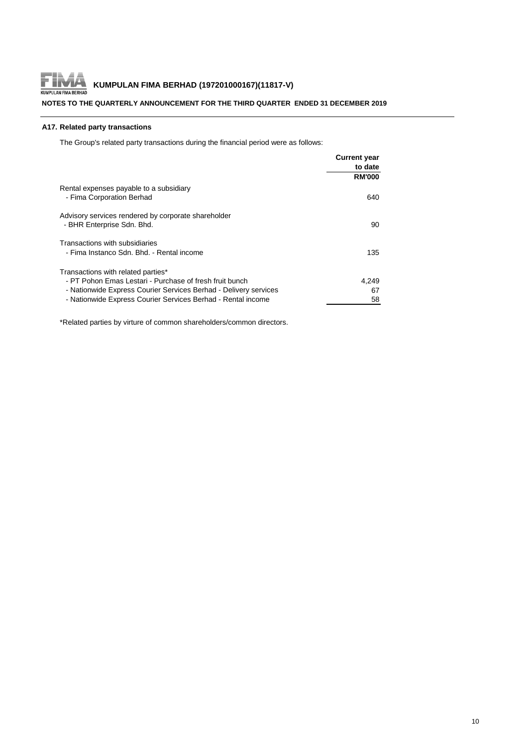**KUMPULAN FIMA BERHAD (197201000167)(11817-V)**

**NOTES TO THE QUARTERLY ANNOUNCEMENT FOR THE THIRD QUARTER ENDED 31 DECEMBER 2019**

### A17. Related party transactions

The Group's related party transactions during the financial period were as follows:

| | Current year to date RM'000 |
|---|---|
| Rental expenses payable to a subsidiary | |
| - Fima Corporation Berhad | 640 |
| Advisory services rendered by corporate shareholder | |
| - BHR Enterprise Sdn. Bhd. | 90 |
| Transactions with subsidiaries | |
| - Fima Instanco Sdn. Bhd. - Rental income | 135 |
| Transactions with related parties* | |
| - PT Pohon Emas Lestari - Purchase of fresh fruit bunch | 4,249 |
| - Nationwide Express Courier Services Berhad - Delivery services | 67 |
| - Nationwide Express Courier Services Berhad - Rental income | 58 |

*Related parties by virture of common shareholders/common directors.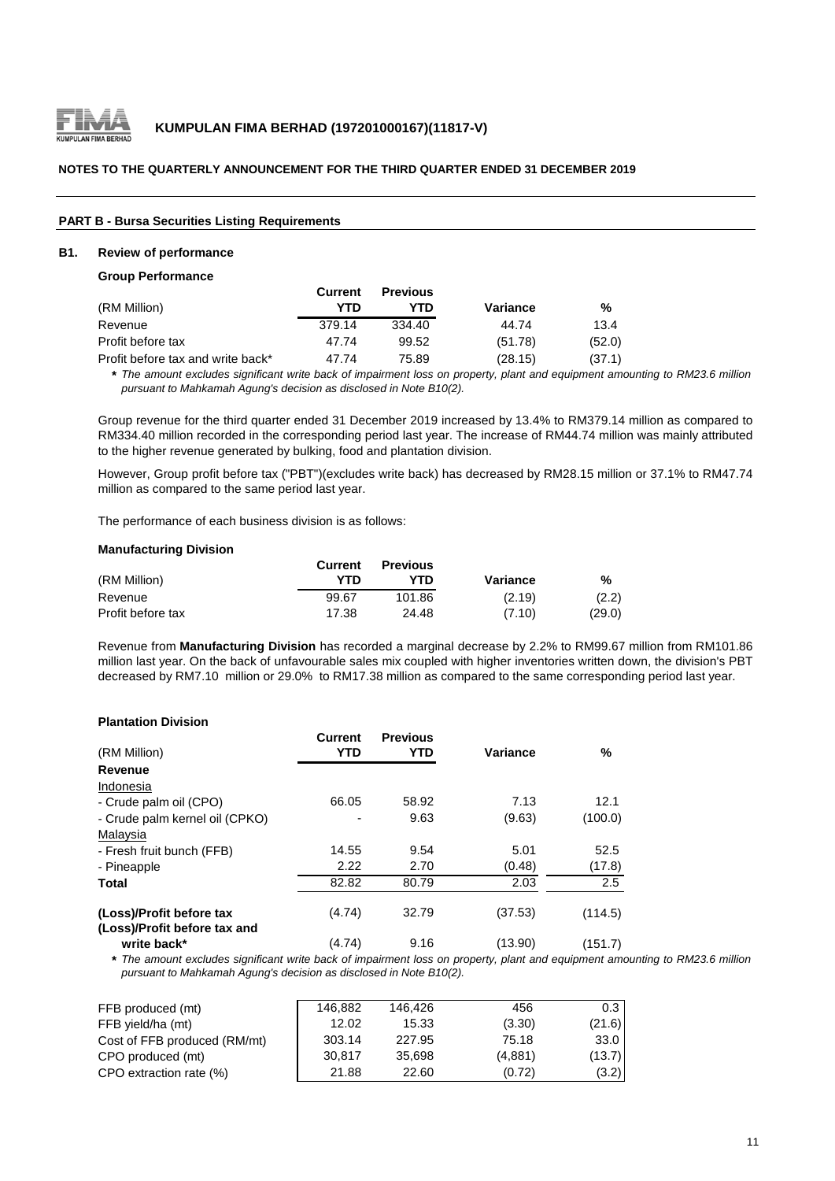**KUMPULAN FIMA BERHAD (197201000167)(11817-V)**

**NOTES TO THE QUARTERLY ANNOUNCEMENT FOR THE THIRD QUARTER ENDED 31 DECEMBER 2019**

## PART B - Bursa Securities Listing Requirements

### B1. Review of performance

**Group Performance**

| (RM Million) | Current YTD | Previous YTD | Variance | % |
|---|---|---|---|---|
| Revenue | 379.14 | 334.40 | 44.74 | 13.4 |
| Profit before tax | 47.74 | 99.52 | (51.78) | (52.0) |
| Profit before tax and write back* | 47.74 | 75.89 | (28.15) | (37.1) |

*\* The amount excludes significant write back of impairment loss on property, plant and equipment amounting to RM23.6 million pursuant to Mahkamah Agung's decision as disclosed in Note B10(2).*

Group revenue for the third quarter ended 31 December 2019 increased by 13.4% to RM379.14 million as compared to RM334.40 million recorded in the corresponding period last year. The increase of RM44.74 million was mainly attributed to the higher revenue generated by bulking, food and plantation division.

However, Group profit before tax ("PBT")(excludes write back) has decreased by RM28.15 million or 37.1% to RM47.74 million as compared to the same period last year.

The performance of each business division is as follows:

**Manufacturing Division**

| (RM Million) | Current YTD | Previous YTD | Variance | % |
|---|---|---|---|---|
| Revenue | 99.67 | 101.86 | (2.19) | (2.2) |
| Profit before tax | 17.38 | 24.48 | (7.10) | (29.0) |

Revenue from **Manufacturing Division** has recorded a marginal decrease by 2.2% to RM99.67 million from RM101.86 million last year. On the back of unfavourable sales mix coupled with higher inventories written down, the division's PBT decreased by RM7.10 million or 29.0% to RM17.38 million as compared to the same corresponding period last year.

**Plantation Division**

| (RM Million) | Current YTD | Previous YTD | Variance | % |
|---|---|---|---|---|
| **Revenue** | | | | |
| Indonesia | | | | |
| - Crude palm oil (CPO) | 66.05 | 58.92 | 7.13 | 12.1 |
| - Crude palm kernel oil (CPKO) | - | 9.63 | (9.63) | (100.0) |
| Malaysia | | | | |
| - Fresh fruit bunch (FFB) | 14.55 | 9.54 | 5.01 | 52.5 |
| - Pineapple | 2.22 | 2.70 | (0.48) | (17.8) |
| **Total** | 82.82 | 80.79 | 2.03 | 2.5 |
| **(Loss)/Profit before tax** | (4.74) | 32.79 | (37.53) | (114.5) |
| **(Loss)/Profit before tax and write back*** | (4.74) | 9.16 | (13.90) | (151.7) |

*\* The amount excludes significant write back of impairment loss on property, plant and equipment amounting to RM23.6 million pursuant to Mahkamah Agung's decision as disclosed in Note B10(2).*

| | | | | |
|---|---|---|---|---|
| FFB produced (mt) | 146,882 | 146,426 | 456 | 0.3 |
| FFB yield/ha (mt) | 12.02 | 15.33 | (3.30) | (21.6) |
| Cost of FFB produced (RM/mt) | 303.14 | 227.95 | 75.18 | 33.0 |
| CPO produced (mt) | 30,817 | 35,698 | (4,881) | (13.7) |
| CPO extraction rate (%) | 21.88 | 22.60 | (0.72) | (3.2) |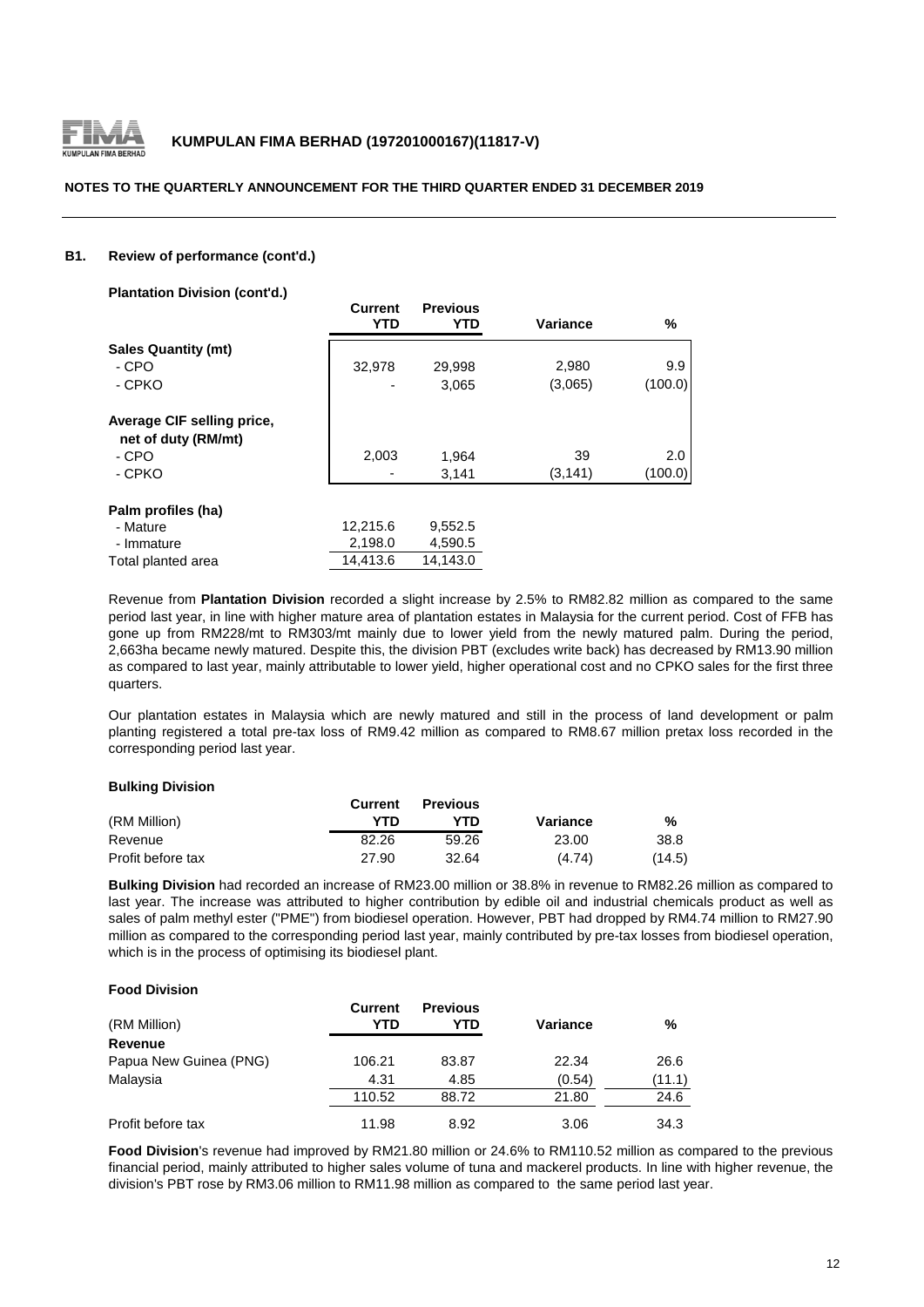## B1. Review of performance (cont'd.)

**Plantation Division (cont'd.)**

| | Current YTD | Previous YTD | Variance | % |
|---|---|---|---|---|
| **Sales Quantity (mt)** | | | | |
| - CPO | 32,978 | 29,998 | 2,980 | 9.9 |
| - CPKO | - | 3,065 | (3,065) | (100.0) |
| **Average CIF selling price, net of duty (RM/mt)** | | | | |
| - CPO | 2,003 | 1,964 | 39 | 2.0 |
| - CPKO | - | 3,141 | (3,141) | (100.0) |
| **Palm profiles (ha)** | | | | |
| - Mature | 12,215.6 | 9,552.5 | | |
| - Immature | 2,198.0 | 4,590.5 | | |
| Total planted area | 14,413.6 | 14,143.0 | | |

Revenue from **Plantation Division** recorded a slight increase by 2.5% to RM82.82 million as compared to the same period last year, in line with higher mature area of plantation estates in Malaysia for the current period. Cost of FFB has gone up from RM228/mt to RM303/mt mainly due to lower yield from the newly matured palm. During the period, 2,663ha became newly matured. Despite this, the division PBT (excludes write back) has decreased by RM13.90 million as compared to last year, mainly attributable to lower yield, higher operational cost and no CPKO sales for the first three quarters.

Our plantation estates in Malaysia which are newly matured and still in the process of land development or palm planting registered a total pre-tax loss of RM9.42 million as compared to RM8.67 million pretax loss recorded in the corresponding period last year.

**Bulking Division**

| (RM Million) | Current YTD | Previous YTD | Variance | % |
|---|---|---|---|---|
| Revenue | 82.26 | 59.26 | 23.00 | 38.8 |
| Profit before tax | 27.90 | 32.64 | (4.74) | (14.5) |

**Bulking Division** had recorded an increase of RM23.00 million or 38.8% in revenue to RM82.26 million as compared to last year. The increase was attributed to higher contribution by edible oil and industrial chemicals product as well as sales of palm methyl ester ("PME") from biodiesel operation. However, PBT had dropped by RM4.74 million to RM27.90 million as compared to the corresponding period last year, mainly contributed by pre-tax losses from biodiesel operation, which is in the process of optimising its biodiesel plant.

**Food Division**

| (RM Million) | Current YTD | Previous YTD | Variance | % |
|---|---|---|---|---|
| **Revenue** | | | | |
| Papua New Guinea (PNG) | 106.21 | 83.87 | 22.34 | 26.6 |
| Malaysia | 4.31 | 4.85 | (0.54) | (11.1) |
| | 110.52 | 88.72 | 21.80 | 24.6 |
| Profit before tax | 11.98 | 8.92 | 3.06 | 34.3 |

**Food Division**'s revenue had improved by RM21.80 million or 24.6% to RM110.52 million as compared to the previous financial period, mainly attributed to higher sales volume of tuna and mackerel products. In line with higher revenue, the division's PBT rose by RM3.06 million to RM11.98 million as compared to the same period last year.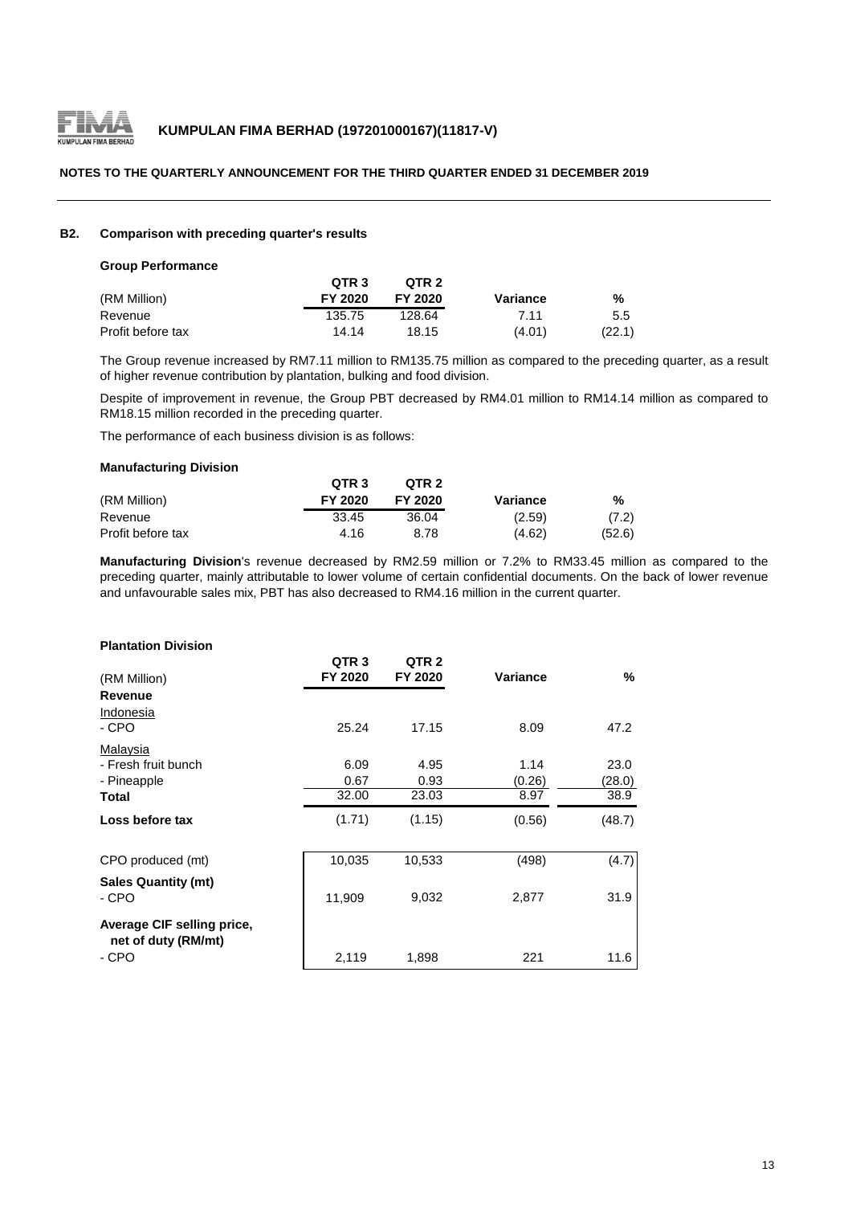**KUMPULAN FIMA BERHAD (197201000167)(11817-V)**

**NOTES TO THE QUARTERLY ANNOUNCEMENT FOR THE THIRD QUARTER ENDED 31 DECEMBER 2019**

### B2. Comparison with preceding quarter's results

**Group Performance**

| (RM Million) | QTR 3 FY 2020 | QTR 2 FY 2020 | Variance | % |
|---|---|---|---|---|
| Revenue | 135.75 | 128.64 | 7.11 | 5.5 |
| Profit before tax | 14.14 | 18.15 | (4.01) | (22.1) |

The Group revenue increased by RM7.11 million to RM135.75 million as compared to the preceding quarter, as a result of higher revenue contribution by plantation, bulking and food division.

Despite of improvement in revenue, the Group PBT decreased by RM4.01 million to RM14.14 million as compared to RM18.15 million recorded in the preceding quarter.

The performance of each business division is as follows:

**Manufacturing Division**

| (RM Million) | QTR 3 FY 2020 | QTR 2 FY 2020 | Variance | % |
|---|---|---|---|---|
| Revenue | 33.45 | 36.04 | (2.59) | (7.2) |
| Profit before tax | 4.16 | 8.78 | (4.62) | (52.6) |

**Manufacturing Division**'s revenue decreased by RM2.59 million or 7.2% to RM33.45 million as compared to the preceding quarter, mainly attributable to lower volume of certain confidential documents. On the back of lower revenue and unfavourable sales mix, PBT has also decreased to RM4.16 million in the current quarter.

**Plantation Division**

| (RM Million) | QTR 3 FY 2020 | QTR 2 FY 2020 | Variance | % |
|---|---|---|---|---|
| **Revenue** | | | | |
| Indonesia | | | | |
| - CPO | 25.24 | 17.15 | 8.09 | 47.2 |
| Malaysia | | | | |
| - Fresh fruit bunch | 6.09 | 4.95 | 1.14 | 23.0 |
| - Pineapple | 0.67 | 0.93 | (0.26) | (28.0) |
| **Total** | 32.00 | 23.03 | 8.97 | 38.9 |
| **Loss before tax** | (1.71) | (1.15) | (0.56) | (48.7) |
| CPO produced (mt) | 10,035 | 10,533 | (498) | (4.7) |
| **Sales Quantity (mt)** | | | | |
| - CPO | 11,909 | 9,032 | 2,877 | 31.9 |
| **Average CIF selling price, net of duty (RM/mt)** | | | | |
| - CPO | 2,119 | 1,898 | 221 | 11.6 |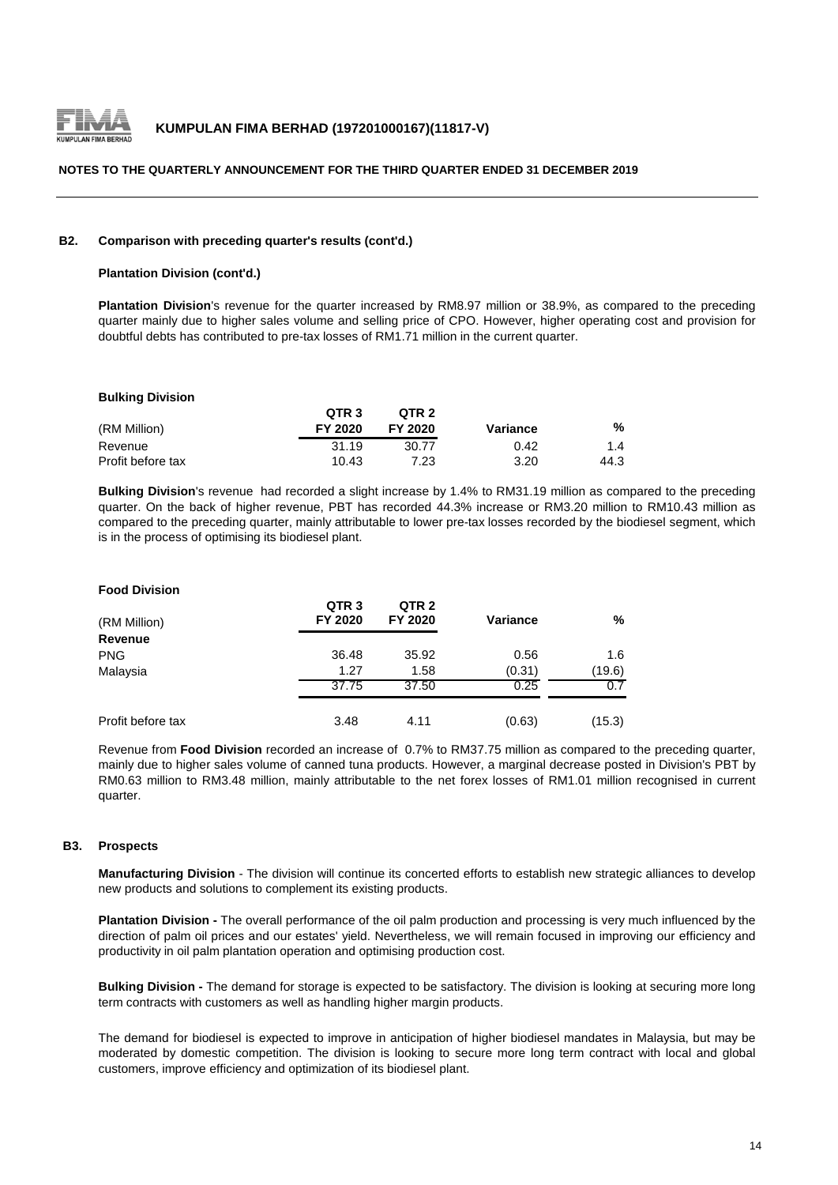**B2. Comparison with preceding quarter's results (cont'd.)**

**Plantation Division (cont'd.)**

**Plantation Division**'s revenue for the quarter increased by RM8.97 million or 38.9%, as compared to the preceding quarter mainly due to higher sales volume and selling price of CPO. However, higher operating cost and provision for doubtful debts has contributed to pre-tax losses of RM1.71 million in the current quarter.

**Bulking Division**

| (RM Million) | QTR 3 FY 2020 | QTR 2 FY 2020 | Variance | % |
|---|---|---|---|---|
| Revenue | 31.19 | 30.77 | 0.42 | 1.4 |
| Profit before tax | 10.43 | 7.23 | 3.20 | 44.3 |

**Bulking Division**'s revenue had recorded a slight increase by 1.4% to RM31.19 million as compared to the preceding quarter. On the back of higher revenue, PBT has recorded 44.3% increase or RM3.20 million to RM10.43 million as compared to the preceding quarter, mainly attributable to lower pre-tax losses recorded by the biodiesel segment, which is in the process of optimising its biodiesel plant.

**Food Division**

| (RM Million) | QTR 3 FY 2020 | QTR 2 FY 2020 | Variance | % |
|---|---|---|---|---|
| **Revenue** | | | | |
| PNG | 36.48 | 35.92 | 0.56 | 1.6 |
| Malaysia | 1.27 | 1.58 | (0.31) | (19.6) |
| | 37.75 | 37.50 | 0.25 | 0.7 |
| Profit before tax | 3.48 | 4.11 | (0.63) | (15.3) |

Revenue from **Food Division** recorded an increase of 0.7% to RM37.75 million as compared to the preceding quarter, mainly due to higher sales volume of canned tuna products. However, a marginal decrease posted in Division's PBT by RM0.63 million to RM3.48 million, mainly attributable to the net forex losses of RM1.01 million recognised in current quarter.

**B3. Prospects**

**Manufacturing Division** - The division will continue its concerted efforts to establish new strategic alliances to develop new products and solutions to complement its existing products.

**Plantation Division -** The overall performance of the oil palm production and processing is very much influenced by the direction of palm oil prices and our estates' yield. Nevertheless, we will remain focused in improving our efficiency and productivity in oil palm plantation operation and optimising production cost.

**Bulking Division -** The demand for storage is expected to be satisfactory. The division is looking at securing more long term contracts with customers as well as handling higher margin products.

The demand for biodiesel is expected to improve in anticipation of higher biodiesel mandates in Malaysia, but may be moderated by domestic competition. The division is looking to secure more long term contract with local and global customers, improve efficiency and optimization of its biodiesel plant.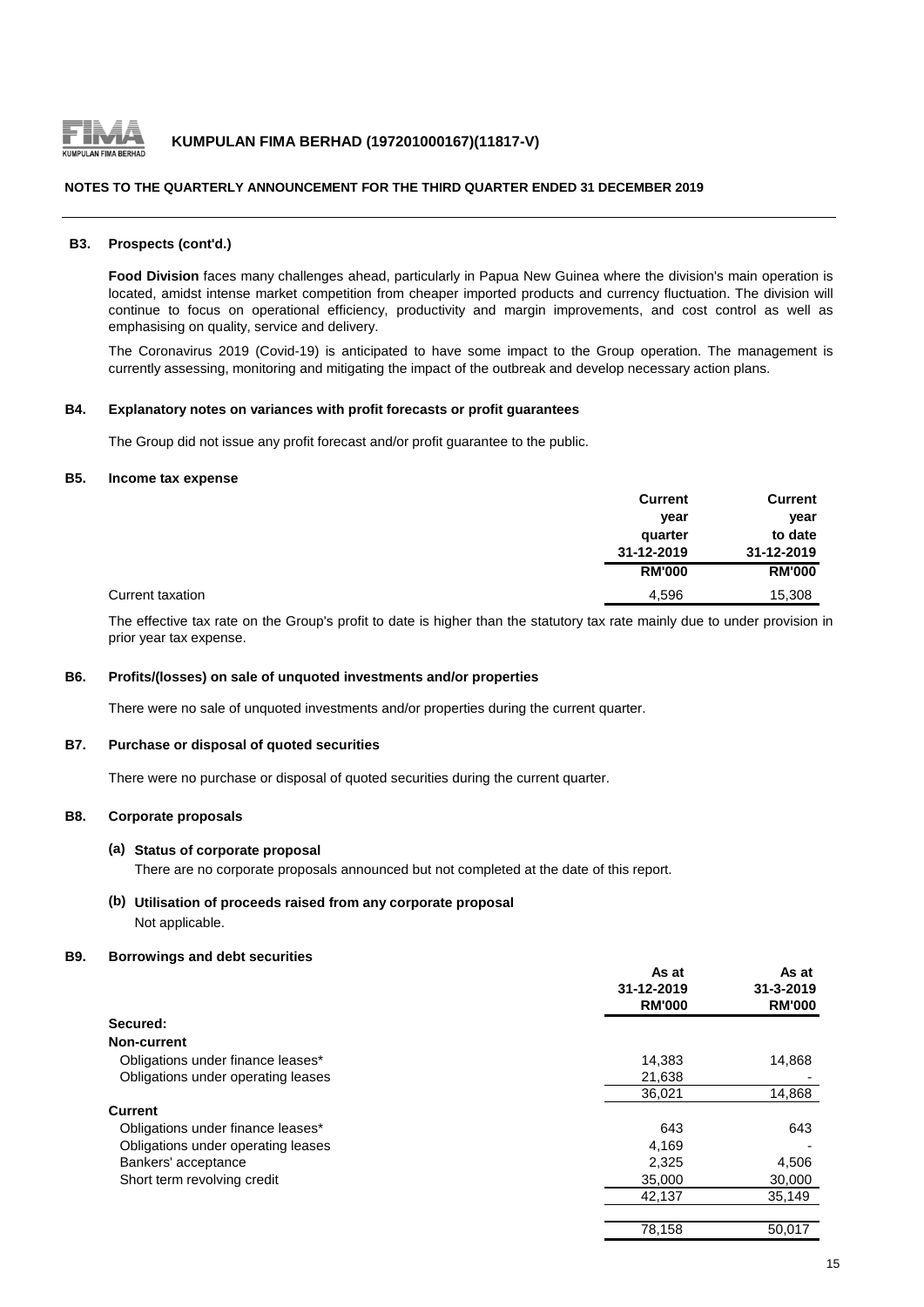**NOTES TO THE QUARTERLY ANNOUNCEMENT FOR THE THIRD QUARTER ENDED 31 DECEMBER 2019**

### B3. Prospects (cont'd.)

**Food Division** faces many challenges ahead, particularly in Papua New Guinea where the division's main operation is located, amidst intense market competition from cheaper imported products and currency fluctuation. The division will continue to focus on operational efficiency, productivity and margin improvements, and cost control as well as emphasising on quality, service and delivery.

The Coronavirus 2019 (Covid-19) is anticipated to have some impact to the Group operation. The management is currently assessing, monitoring and mitigating the impact of the outbreak and develop necessary action plans.

### B4. Explanatory notes on variances with profit forecasts or profit guarantees

The Group did not issue any profit forecast and/or profit guarantee to the public.

### B5. Income tax expense

| | Current year quarter 31-12-2019 RM'000 | Current year to date 31-12-2019 RM'000 |
|---|---|---|
| Current taxation | 4,596 | 15,308 |

The effective tax rate on the Group's profit to date is higher than the statutory tax rate mainly due to under provision in prior year tax expense.

### B6. Profits/(losses) on sale of unquoted investments and/or properties

There were no sale of unquoted investments and/or properties during the current quarter.

### B7. Purchase or disposal of quoted securities

There were no purchase or disposal of quoted securities during the current quarter.

### B8. Corporate proposals

**(a) Status of corporate proposal**

There are no corporate proposals announced but not completed at the date of this report.

**(b) Utilisation of proceeds raised from any corporate proposal**

Not applicable.

### B9. Borrowings and debt securities

| | As at 31-12-2019 RM'000 | As at 31-3-2019 RM'000 |
|---|---|---|
| **Secured:** | | |
| **Non-current** | | |
| Obligations under finance leases* | 14,383 | 14,868 |
| Obligations under operating leases | 21,638 | - |
| | 36,021 | 14,868 |
| **Current** | | |
| Obligations under finance leases* | 643 | 643 |
| Obligations under operating leases | 4,169 | - |
| Bankers' acceptance | 2,325 | 4,506 |
| Short term revolving credit | 35,000 | 30,000 |
| | 42,137 | 35,149 |
| | 78,158 | 50,017 |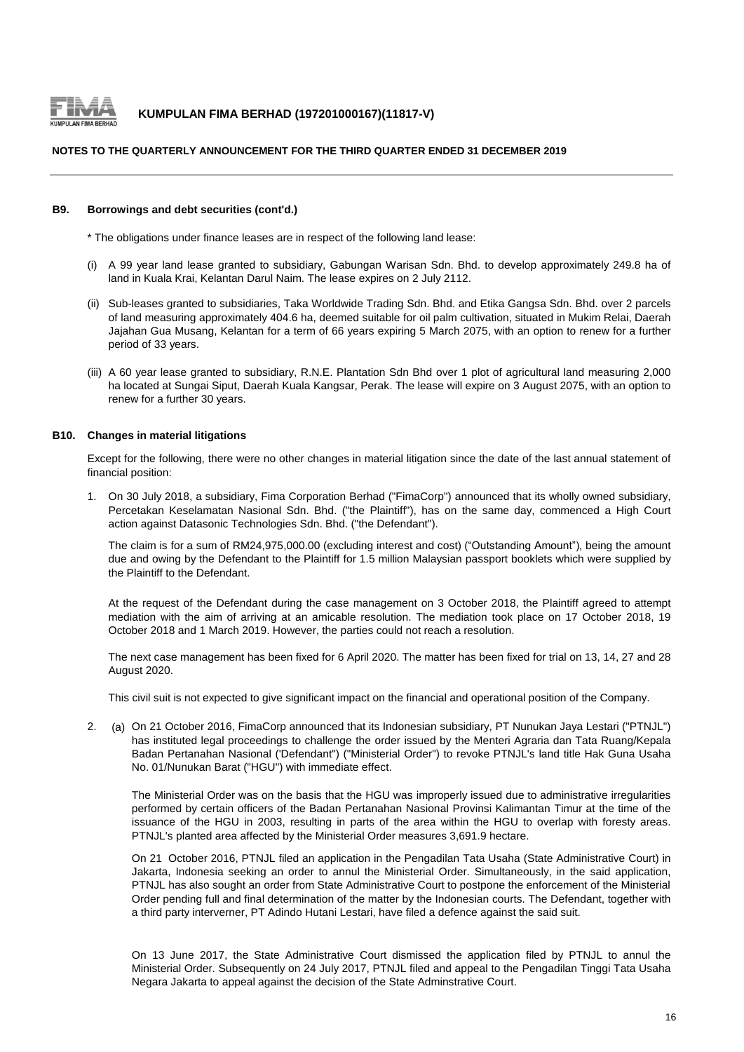**B9. Borrowings and debt securities (cont'd.)**

* The obligations under finance leases are in respect of the following land lease:

(i) A 99 year land lease granted to subsidiary, Gabungan Warisan Sdn. Bhd. to develop approximately 249.8 ha of land in Kuala Krai, Kelantan Darul Naim. The lease expires on 2 July 2112.

(ii) Sub-leases granted to subsidiaries, Taka Worldwide Trading Sdn. Bhd. and Etika Gangsa Sdn. Bhd. over 2 parcels of land measuring approximately 404.6 ha, deemed suitable for oil palm cultivation, situated in Mukim Relai, Daerah Jajahan Gua Musang, Kelantan for a term of 66 years expiring 5 March 2075, with an option to renew for a further period of 33 years.

(iii) A 60 year lease granted to subsidiary, R.N.E. Plantation Sdn Bhd over 1 plot of agricultural land measuring 2,000 ha located at Sungai Siput, Daerah Kuala Kangsar, Perak. The lease will expire on 3 August 2075, with an option to renew for a further 30 years.

**B10. Changes in material litigations**

Except for the following, there were no other changes in material litigation since the date of the last annual statement of financial position:

1. On 30 July 2018, a subsidiary, Fima Corporation Berhad ("FimaCorp") announced that its wholly owned subsidiary, Percetakan Keselamatan Nasional Sdn. Bhd. ("the Plaintiff"), has on the same day, commenced a High Court action against Datasonic Technologies Sdn. Bhd. ("the Defendant").

   The claim is for a sum of RM24,975,000.00 (excluding interest and cost) ("Outstanding Amount"), being the amount due and owing by the Defendant to the Plaintiff for 1.5 million Malaysian passport booklets which were supplied by the Plaintiff to the Defendant.

   At the request of the Defendant during the case management on 3 October 2018, the Plaintiff agreed to attempt mediation with the aim of arriving at an amicable resolution. The mediation took place on 17 October 2018, 19 October 2018 and 1 March 2019. However, the parties could not reach a resolution.

   The next case management has been fixed for 6 April 2020. The matter has been fixed for trial on 13, 14, 27 and 28 August 2020.

   This civil suit is not expected to give significant impact on the financial and operational position of the Company.

2. (a) On 21 October 2016, FimaCorp announced that its Indonesian subsidiary, PT Nunukan Jaya Lestari ("PTNJL") has instituted legal proceedings to challenge the order issued by the Menteri Agraria dan Tata Ruang/Kepala Badan Pertanahan Nasional ('Defendant") ("Ministerial Order") to revoke PTNJL's land title Hak Guna Usaha No. 01/Nunukan Barat ("HGU") with immediate effect.

   The Ministerial Order was on the basis that the HGU was improperly issued due to administrative irregularities performed by certain officers of the Badan Pertanahan Nasional Provinsi Kalimantan Timur at the time of the issuance of the HGU in 2003, resulting in parts of the area within the HGU to overlap with foresty areas. PTNJL's planted area affected by the Ministerial Order measures 3,691.9 hectare.

   On 21 October 2016, PTNJL filed an application in the Pengadilan Tata Usaha (State Administrative Court) in Jakarta, Indonesia seeking an order to annul the Ministerial Order. Simultaneously, in the said application, PTNJL has also sought an order from State Administrative Court to postpone the enforcement of the Ministerial Order pending full and final determination of the matter by the Indonesian courts. The Defendant, together with a third party interverner, PT Adindo Hutani Lestari, have filed a defence against the said suit.

   On 13 June 2017, the State Administrative Court dismissed the application filed by PTNJL to annul the Ministerial Order. Subsequently on 24 July 2017, PTNJL filed and appeal to the Pengadilan Tinggi Tata Usaha Negara Jakarta to appeal against the decision of the State Adminstrative Court.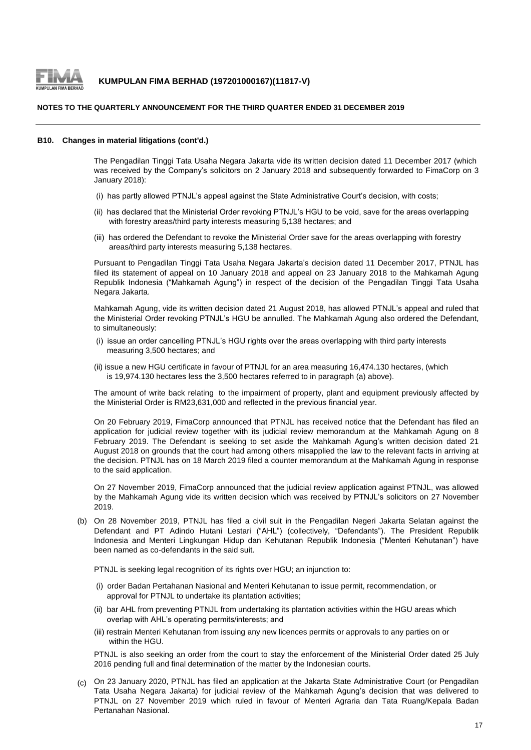#### B10. Changes in material litigations (cont'd.)

The Pengadilan Tinggi Tata Usaha Negara Jakarta vide its written decision dated 11 December 2017 (which was received by the Company's solicitors on 2 January 2018 and subsequently forwarded to FimaCorp on 3 January 2018):

(i) has partly allowed PTNJL's appeal against the State Administrative Court's decision, with costs;

(ii) has declared that the Ministerial Order revoking PTNJL's HGU to be void, save for the areas overlapping with forestry areas/third party interests measuring 5,138 hectares; and

(iii) has ordered the Defendant to revoke the Ministerial Order save for the areas overlapping with forestry areas/third party interests measuring 5,138 hectares.

Pursuant to Pengadilan Tinggi Tata Usaha Negara Jakarta's decision dated 11 December 2017, PTNJL has filed its statement of appeal on 10 January 2018 and appeal on 23 January 2018 to the Mahkamah Agung Republik Indonesia ("Mahkamah Agung") in respect of the decision of the Pengadilan Tinggi Tata Usaha Negara Jakarta.

Mahkamah Agung, vide its written decision dated 21 August 2018, has allowed PTNJL's appeal and ruled that the Ministerial Order revoking PTNJL's HGU be annulled. The Mahkamah Agung also ordered the Defendant, to simultaneously:

(i) issue an order cancelling PTNJL's HGU rights over the areas overlapping with third party interests measuring 3,500 hectares; and

(ii) issue a new HGU certificate in favour of PTNJL for an area measuring 16,474.130 hectares, (which is 19,974.130 hectares less the 3,500 hectares referred to in paragraph (a) above).

The amount of write back relating to the impairment of property, plant and equipment previously affected by the Ministerial Order is RM23,631,000 and reflected in the previous financial year.

On 20 February 2019, FimaCorp announced that PTNJL has received notice that the Defendant has filed an application for judicial review together with its judicial review memorandum at the Mahkamah Agung on 8 February 2019. The Defendant is seeking to set aside the Mahkamah Agung's written decision dated 21 August 2018 on grounds that the court had among others misapplied the law to the relevant facts in arriving at the decision. PTNJL has on 18 March 2019 filed a counter memorandum at the Mahkamah Agung in response to the said application.

On 27 November 2019, FimaCorp announced that the judicial review application against PTNJL, was allowed by the Mahkamah Agung vide its written decision which was received by PTNJL's solicitors on 27 November 2019.

(b) On 28 November 2019, PTNJL has filed a civil suit in the Pengadilan Negeri Jakarta Selatan against the Defendant and PT Adindo Hutani Lestari ("AHL") (collectively, "Defendants"). The President Republik Indonesia and Menteri Lingkungan Hidup dan Kehutanan Republik Indonesia ("Menteri Kehutanan") have been named as co-defendants in the said suit.

PTNJL is seeking legal recognition of its rights over HGU; an injunction to:

(i) order Badan Pertahanan Nasional and Menteri Kehutanan to issue permit, recommendation, or approval for PTNJL to undertake its plantation activities;

(ii) bar AHL from preventing PTNJL from undertaking its plantation activities within the HGU areas which overlap with AHL's operating permits/interests; and

(iii) restrain Menteri Kehutanan from issuing any new licences permits or approvals to any parties on or within the HGU.

PTNJL is also seeking an order from the court to stay the enforcement of the Ministerial Order dated 25 July 2016 pending full and final determination of the matter by the Indonesian courts.

(c) On 23 January 2020, PTNJL has filed an application at the Jakarta State Administrative Court (or Pengadilan Tata Usaha Negara Jakarta) for judicial review of the Mahkamah Agung's decision that was delivered to PTNJL on 27 November 2019 which ruled in favour of Menteri Agraria dan Tata Ruang/Kepala Badan Pertanahan Nasional.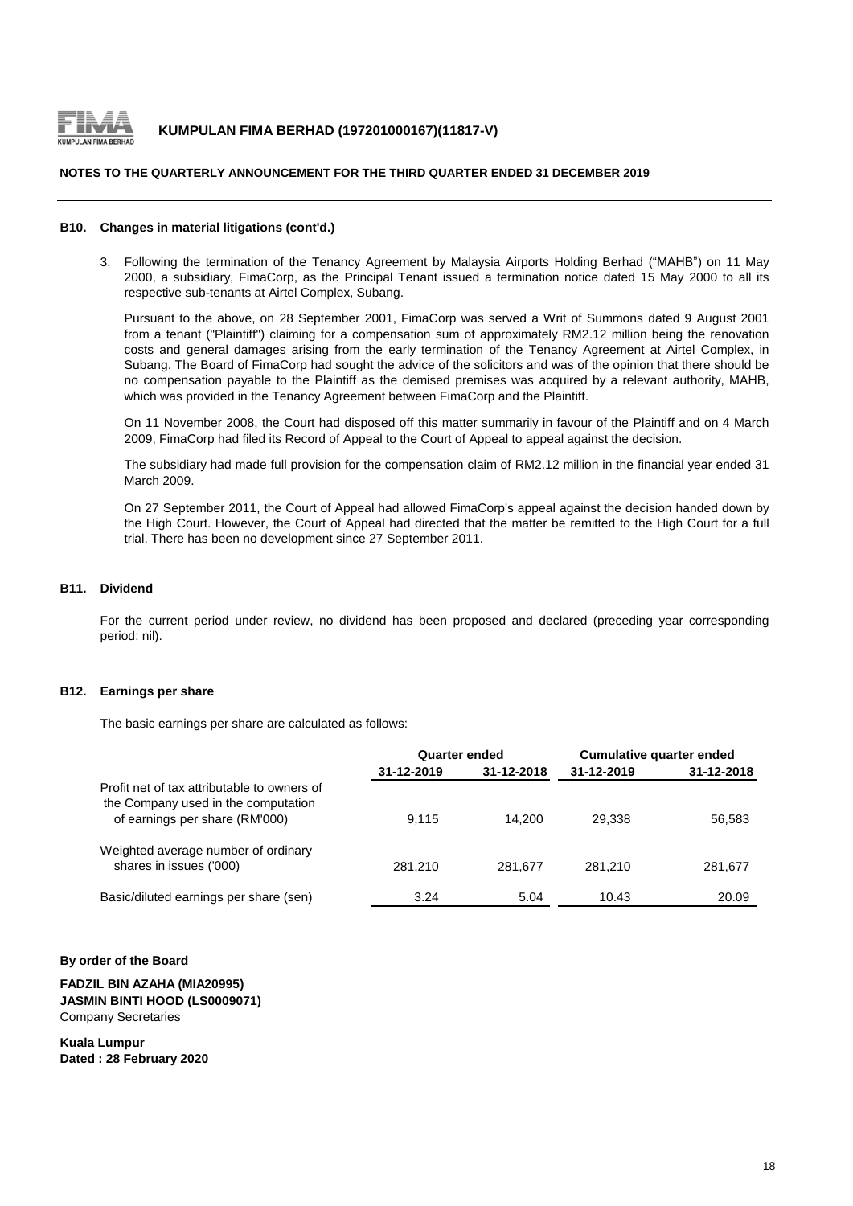## B10. Changes in material litigations (cont'd.)

3. Following the termination of the Tenancy Agreement by Malaysia Airports Holding Berhad ("MAHB") on 11 May 2000, a subsidiary, FimaCorp, as the Principal Tenant issued a termination notice dated 15 May 2000 to all its respective sub-tenants at Airtel Complex, Subang.

   Pursuant to the above, on 28 September 2001, FimaCorp was served a Writ of Summons dated 9 August 2001 from a tenant ("Plaintiff") claiming for a compensation sum of approximately RM2.12 million being the renovation costs and general damages arising from the early termination of the Tenancy Agreement at Airtel Complex, in Subang. The Board of FimaCorp had sought the advice of the solicitors and was of the opinion that there should be no compensation payable to the Plaintiff as the demised premises was acquired by a relevant authority, MAHB, which was provided in the Tenancy Agreement between FimaCorp and the Plaintiff.

   On 11 November 2008, the Court had disposed off this matter summarily in favour of the Plaintiff and on 4 March 2009, FimaCorp had filed its Record of Appeal to the Court of Appeal to appeal against the decision.

   The subsidiary had made full provision for the compensation claim of RM2.12 million in the financial year ended 31 March 2009.

   On 27 September 2011, the Court of Appeal had allowed FimaCorp's appeal against the decision handed down by the High Court. However, the Court of Appeal had directed that the matter be remitted to the High Court for a full trial. There has been no development since 27 September 2011.

## B11. Dividend

For the current period under review, no dividend has been proposed and declared (preceding year corresponding period: nil).

## B12. Earnings per share

The basic earnings per share are calculated as follows:

| | Quarter ended | | Cumulative quarter ended | |
|---|---|---|---|---|
| | 31-12-2019 | 31-12-2018 | 31-12-2019 | 31-12-2018 |
| Profit net of tax attributable to owners of the Company used in the computation of earnings per share (RM'000) | 9,115 | 14,200 | 29,338 | 56,583 |
| Weighted average number of ordinary shares in issues ('000) | 281,210 | 281,677 | 281,210 | 281,677 |
| Basic/diluted earnings per share (sen) | 3.24 | 5.04 | 10.43 | 20.09 |

**By order of the Board**

**FADZIL BIN AZAHA (MIA20995)**
**JASMIN BINTI HOOD (LS0009071)**
Company Secretaries

**Kuala Lumpur**
**Dated : 28 February 2020**